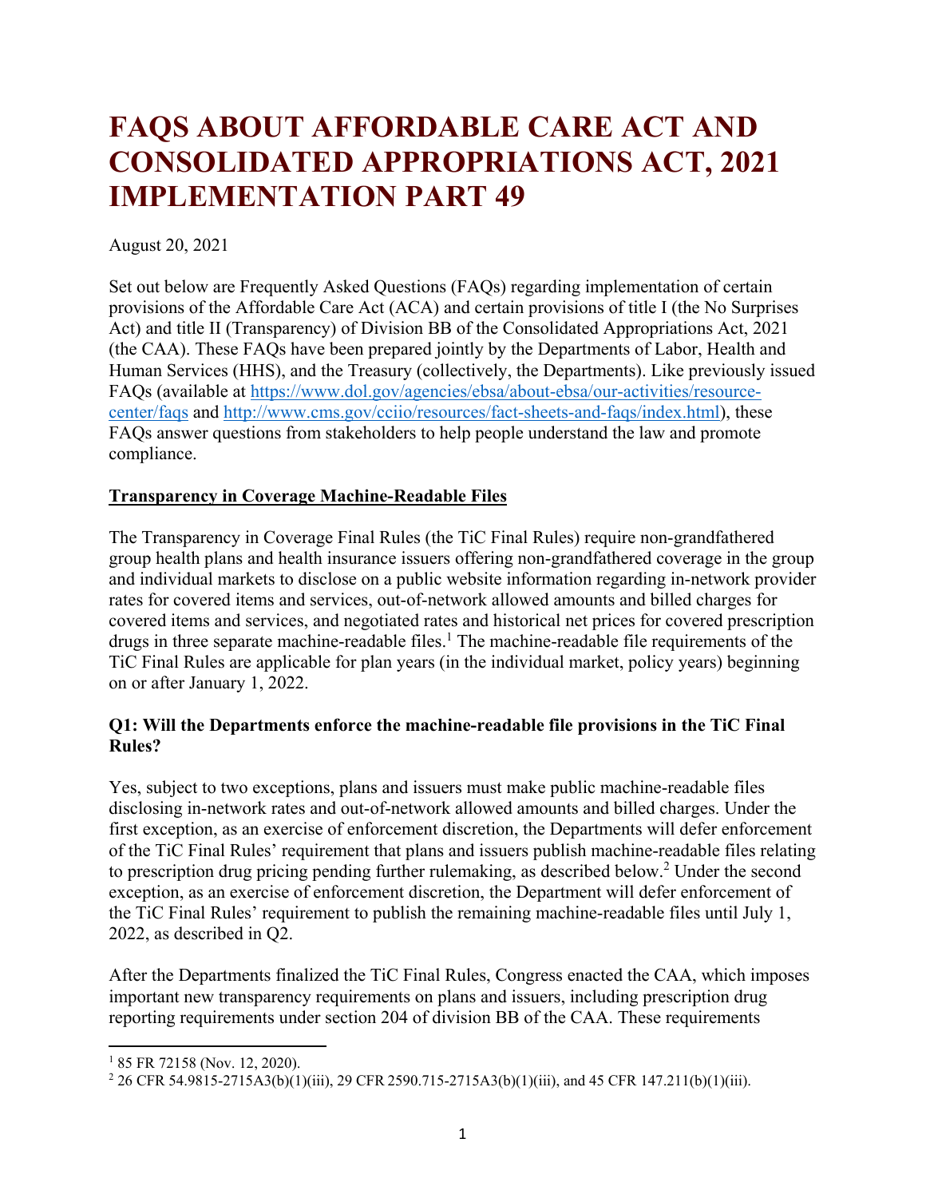# FAQS ABOUT AFFORDABLE CARE ACT AND CONSOLIDATED APPROPRIATIONS ACT, 2021 IMPLEMENTATION PART 49

August 20, 2021

Set out below are Frequently Asked Questions (FAQs) regarding implementation of certain provisions of the Affordable Care Act (ACA) and certain provisions of title I (the No Surprises Act) and title II (Transparency) of Division BB of the Consolidated Appropriations Act, 2021 (the CAA). These FAQs have been prepared jointly by the Departments of Labor, Health and Human Services (HHS), and the Treasury (collectively, the Departments). Like previously issued FAQs (available at [https://www.dol.gov/agencies/ebsa/about-ebsa/our-activities/resource-center/faqs](https://www.dol.gov/agencies/ebsa/about-ebsa/our-activities/resource-center/faqs) and [http://www.cms.gov/cciio/resources/fact-sheets-and-faqs/index.html](http://www.cms.gov/cciio/resources/fact-sheets-and-faqs/index.html)), these FAQs answer questions from stakeholders to help people understand the law and promote compliance.

**Transparency in Coverage Machine-Readable Files**

The Transparency in Coverage Final Rules (the TiC Final Rules) require non-grandfathered group health plans and health insurance issuers offering non-grandfathered coverage in the group and individual markets to disclose on a public website information regarding in-network provider rates for covered items and services, out-of-network allowed amounts and billed charges for covered items and services, and negotiated rates and historical net prices for covered prescription drugs in three separate machine-readable files.[1] The machine-readable file requirements of the TiC Final Rules are applicable for plan years (in the individual market, policy years) beginning on or after January 1, 2022.

### Q1: Will the Departments enforce the machine-readable file provisions in the TiC Final Rules?

Yes, subject to two exceptions, plans and issuers must make public machine-readable files disclosing in-network rates and out-of-network allowed amounts and billed charges. Under the first exception, as an exercise of enforcement discretion, the Departments will defer enforcement of the TiC Final Rules' requirement that plans and issuers publish machine-readable files relating to prescription drug pricing pending further rulemaking, as described below.[2] Under the second exception, as an exercise of enforcement discretion, the Department will defer enforcement of the TiC Final Rules' requirement to publish the remaining machine-readable files until July 1, 2022, as described in Q2.

After the Departments finalized the TiC Final Rules, Congress enacted the CAA, which imposes important new transparency requirements on plans and issuers, including prescription drug reporting requirements under section 204 of division BB of the CAA. These requirements

---

[1] 85 FR 72158 (Nov. 12, 2020).

[2] 26 CFR 54.9815-2715A3(b)(1)(iii), 29 CFR 2590.715-2715A3(b)(1)(iii), and 45 CFR 147.211(b)(1)(iii).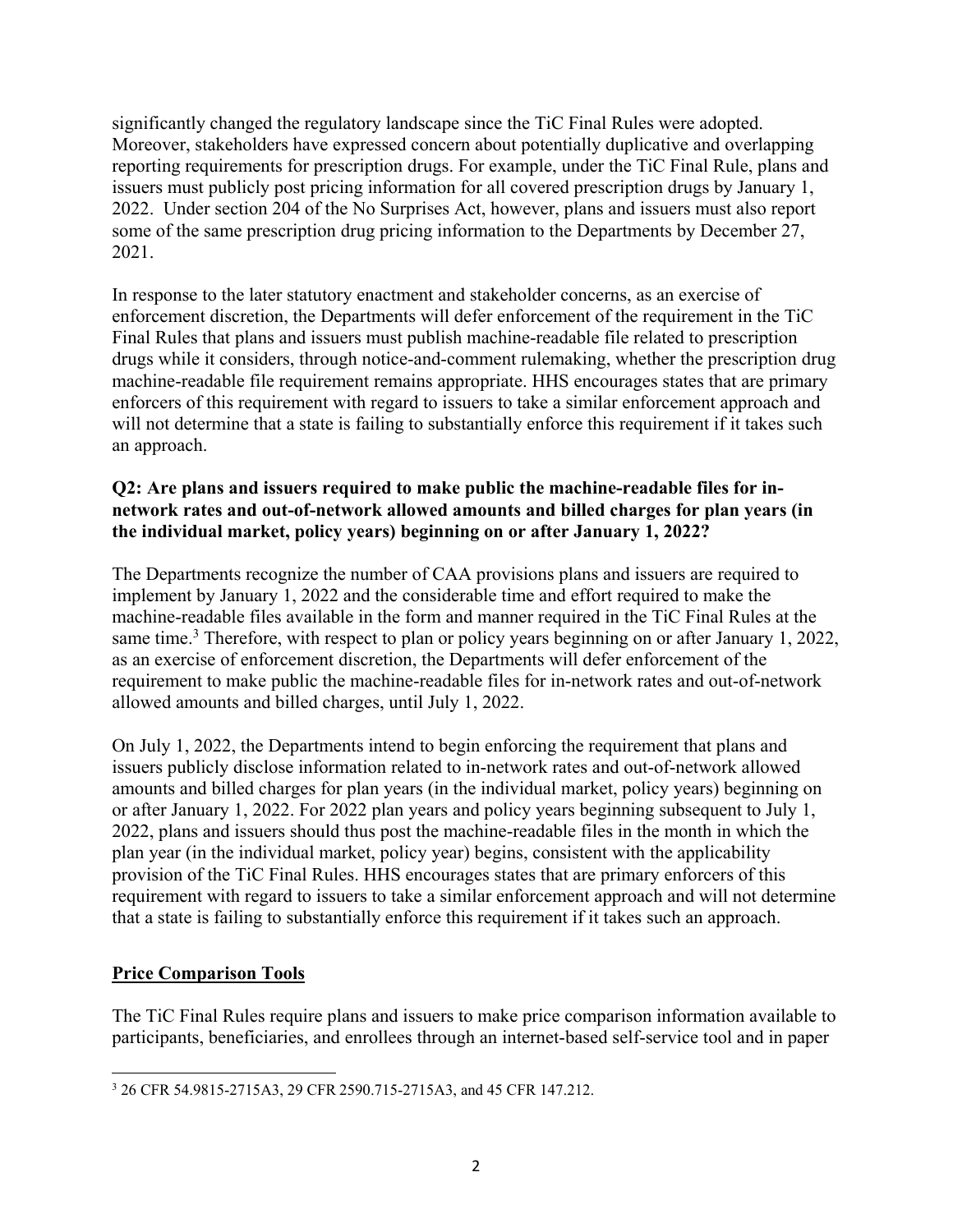significantly changed the regulatory landscape since the TiC Final Rules were adopted. Moreover, stakeholders have expressed concern about potentially duplicative and overlapping reporting requirements for prescription drugs. For example, under the TiC Final Rule, plans and issuers must publicly post pricing information for all covered prescription drugs by January 1, 2022. Under section 204 of the No Surprises Act, however, plans and issuers must also report some of the same prescription drug pricing information to the Departments by December 27, 2021.

In response to the later statutory enactment and stakeholder concerns, as an exercise of enforcement discretion, the Departments will defer enforcement of the requirement in the TiC Final Rules that plans and issuers must publish machine-readable file related to prescription drugs while it considers, through notice-and-comment rulemaking, whether the prescription drug machine-readable file requirement remains appropriate. HHS encourages states that are primary enforcers of this requirement with regard to issuers to take a similar enforcement approach and will not determine that a state is failing to substantially enforce this requirement if it takes such an approach.

**Q2: Are plans and issuers required to make public the machine-readable files for in-network rates and out-of-network allowed amounts and billed charges for plan years (in the individual market, policy years) beginning on or after January 1, 2022?**

The Departments recognize the number of CAA provisions plans and issuers are required to implement by January 1, 2022 and the considerable time and effort required to make the machine-readable files available in the form and manner required in the TiC Final Rules at the same time.[3] Therefore, with respect to plan or policy years beginning on or after January 1, 2022, as an exercise of enforcement discretion, the Departments will defer enforcement of the requirement to make public the machine-readable files for in-network rates and out-of-network allowed amounts and billed charges, until July 1, 2022.

On July 1, 2022, the Departments intend to begin enforcing the requirement that plans and issuers publicly disclose information related to in-network rates and out-of-network allowed amounts and billed charges for plan years (in the individual market, policy years) beginning on or after January 1, 2022. For 2022 plan years and policy years beginning subsequent to July 1, 2022, plans and issuers should thus post the machine-readable files in the month in which the plan year (in the individual market, policy year) begins, consistent with the applicability provision of the TiC Final Rules. HHS encourages states that are primary enforcers of this requirement with regard to issuers to take a similar enforcement approach and will not determine that a state is failing to substantially enforce this requirement if it takes such an approach.

**<u>Price Comparison Tools</u>**

The TiC Final Rules require plans and issuers to make price comparison information available to participants, beneficiaries, and enrollees through an internet-based self-service tool and in paper

---

[3] 26 CFR 54.9815-2715A3, 29 CFR 2590.715-2715A3, and 45 CFR 147.212.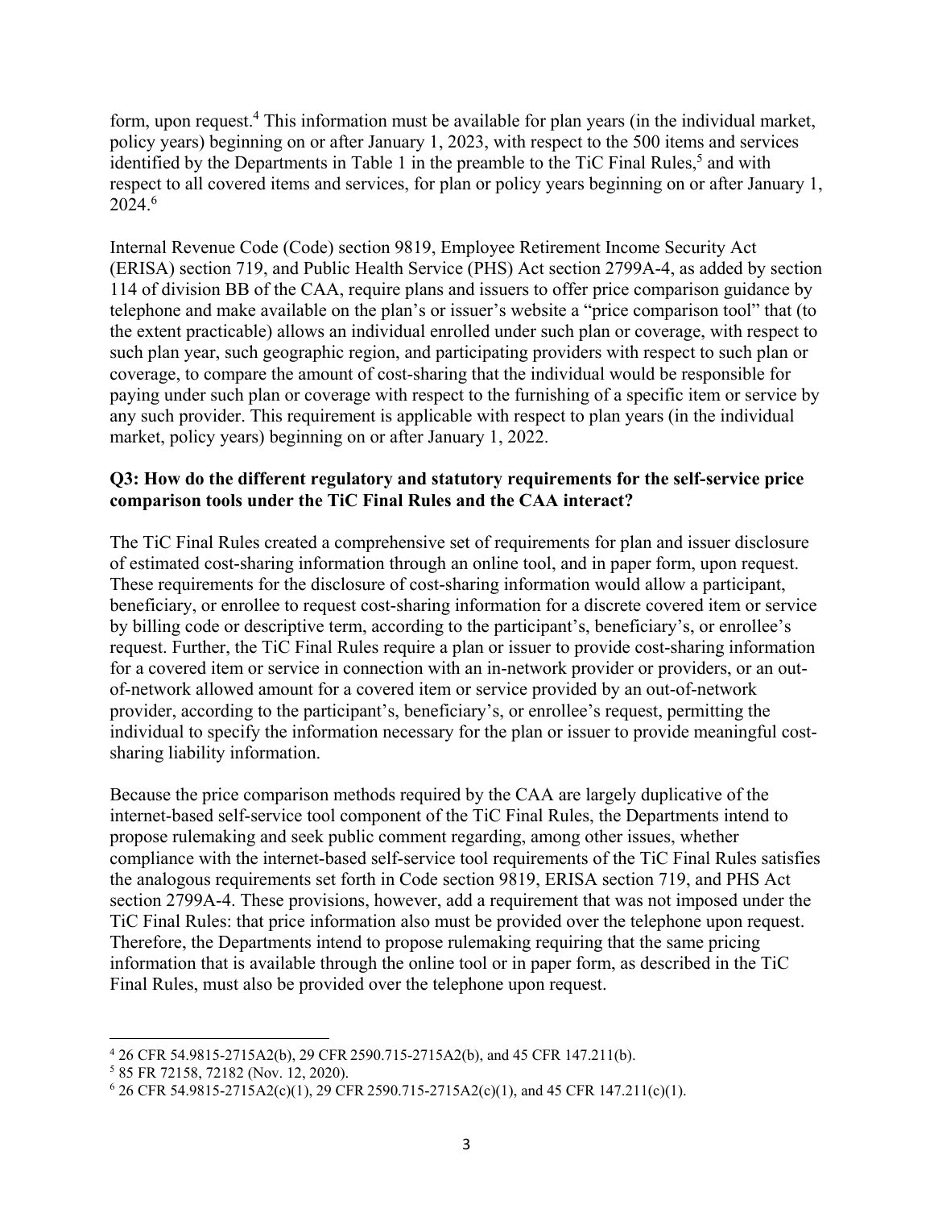form, upon request.[4] This information must be available for plan years (in the individual market, policy years) beginning on or after January 1, 2023, with respect to the 500 items and services identified by the Departments in Table 1 in the preamble to the TiC Final Rules,[5] and with respect to all covered items and services, for plan or policy years beginning on or after January 1, 2024.[6]

Internal Revenue Code (Code) section 9819, Employee Retirement Income Security Act (ERISA) section 719, and Public Health Service (PHS) Act section 2799A-4, as added by section 114 of division BB of the CAA, require plans and issuers to offer price comparison guidance by telephone and make available on the plan's or issuer's website a "price comparison tool" that (to the extent practicable) allows an individual enrolled under such plan or coverage, with respect to such plan year, such geographic region, and participating providers with respect to such plan or coverage, to compare the amount of cost-sharing that the individual would be responsible for paying under such plan or coverage with respect to the furnishing of a specific item or service by any such provider. This requirement is applicable with respect to plan years (in the individual market, policy years) beginning on or after January 1, 2022.

**Q3: How do the different regulatory and statutory requirements for the self-service price comparison tools under the TiC Final Rules and the CAA interact?**

The TiC Final Rules created a comprehensive set of requirements for plan and issuer disclosure of estimated cost-sharing information through an online tool, and in paper form, upon request. These requirements for the disclosure of cost-sharing information would allow a participant, beneficiary, or enrollee to request cost-sharing information for a discrete covered item or service by billing code or descriptive term, according to the participant's, beneficiary's, or enrollee's request. Further, the TiC Final Rules require a plan or issuer to provide cost-sharing information for a covered item or service in connection with an in-network provider or providers, or an out-of-network allowed amount for a covered item or service provided by an out-of-network provider, according to the participant's, beneficiary's, or enrollee's request, permitting the individual to specify the information necessary for the plan or issuer to provide meaningful cost-sharing liability information.

Because the price comparison methods required by the CAA are largely duplicative of the internet-based self-service tool component of the TiC Final Rules, the Departments intend to propose rulemaking and seek public comment regarding, among other issues, whether compliance with the internet-based self-service tool requirements of the TiC Final Rules satisfies the analogous requirements set forth in Code section 9819, ERISA section 719, and PHS Act section 2799A-4. These provisions, however, add a requirement that was not imposed under the TiC Final Rules: that price information also must be provided over the telephone upon request. Therefore, the Departments intend to propose rulemaking requiring that the same pricing information that is available through the online tool or in paper form, as described in the TiC Final Rules, must also be provided over the telephone upon request.

---

[4] 26 CFR 54.9815-2715A2(b), 29 CFR 2590.715-2715A2(b), and 45 CFR 147.211(b).

[5] 85 FR 72158, 72182 (Nov. 12, 2020).

[6] 26 CFR 54.9815-2715A2(c)(1), 29 CFR 2590.715-2715A2(c)(1), and 45 CFR 147.211(c)(1).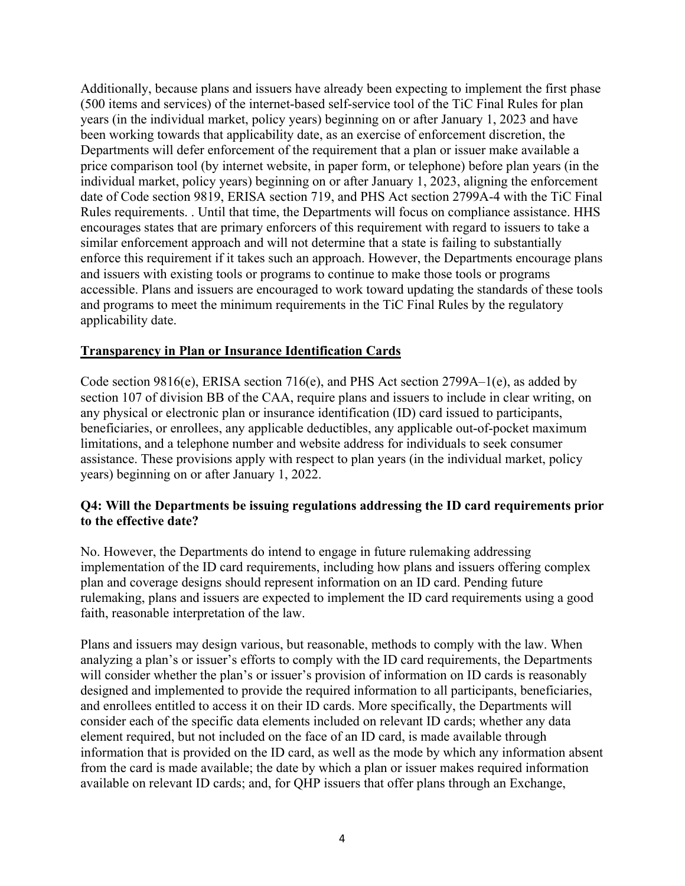Additionally, because plans and issuers have already been expecting to implement the first phase (500 items and services) of the internet-based self-service tool of the TiC Final Rules for plan years (in the individual market, policy years) beginning on or after January 1, 2023 and have been working towards that applicability date, as an exercise of enforcement discretion, the Departments will defer enforcement of the requirement that a plan or issuer make available a price comparison tool (by internet website, in paper form, or telephone) before plan years (in the individual market, policy years) beginning on or after January 1, 2023, aligning the enforcement date of Code section 9819, ERISA section 719, and PHS Act section 2799A-4 with the TiC Final Rules requirements. . Until that time, the Departments will focus on compliance assistance. HHS encourages states that are primary enforcers of this requirement with regard to issuers to take a similar enforcement approach and will not determine that a state is failing to substantially enforce this requirement if it takes such an approach. However, the Departments encourage plans and issuers with existing tools or programs to continue to make those tools or programs accessible. Plans and issuers are encouraged to work toward updating the standards of these tools and programs to meet the minimum requirements in the TiC Final Rules by the regulatory applicability date.

## Transparency in Plan or Insurance Identification Cards

Code section 9816(e), ERISA section 716(e), and PHS Act section 2799A–1(e), as added by section 107 of division BB of the CAA, require plans and issuers to include in clear writing, on any physical or electronic plan or insurance identification (ID) card issued to participants, beneficiaries, or enrollees, any applicable deductibles, any applicable out-of-pocket maximum limitations, and a telephone number and website address for individuals to seek consumer assistance. These provisions apply with respect to plan years (in the individual market, policy years) beginning on or after January 1, 2022.

### Q4: Will the Departments be issuing regulations addressing the ID card requirements prior to the effective date?

No. However, the Departments do intend to engage in future rulemaking addressing implementation of the ID card requirements, including how plans and issuers offering complex plan and coverage designs should represent information on an ID card. Pending future rulemaking, plans and issuers are expected to implement the ID card requirements using a good faith, reasonable interpretation of the law.

Plans and issuers may design various, but reasonable, methods to comply with the law. When analyzing a plan's or issuer's efforts to comply with the ID card requirements, the Departments will consider whether the plan's or issuer's provision of information on ID cards is reasonably designed and implemented to provide the required information to all participants, beneficiaries, and enrollees entitled to access it on their ID cards. More specifically, the Departments will consider each of the specific data elements included on relevant ID cards; whether any data element required, but not included on the face of an ID card, is made available through information that is provided on the ID card, as well as the mode by which any information absent from the card is made available; the date by which a plan or issuer makes required information available on relevant ID cards; and, for QHP issuers that offer plans through an Exchange,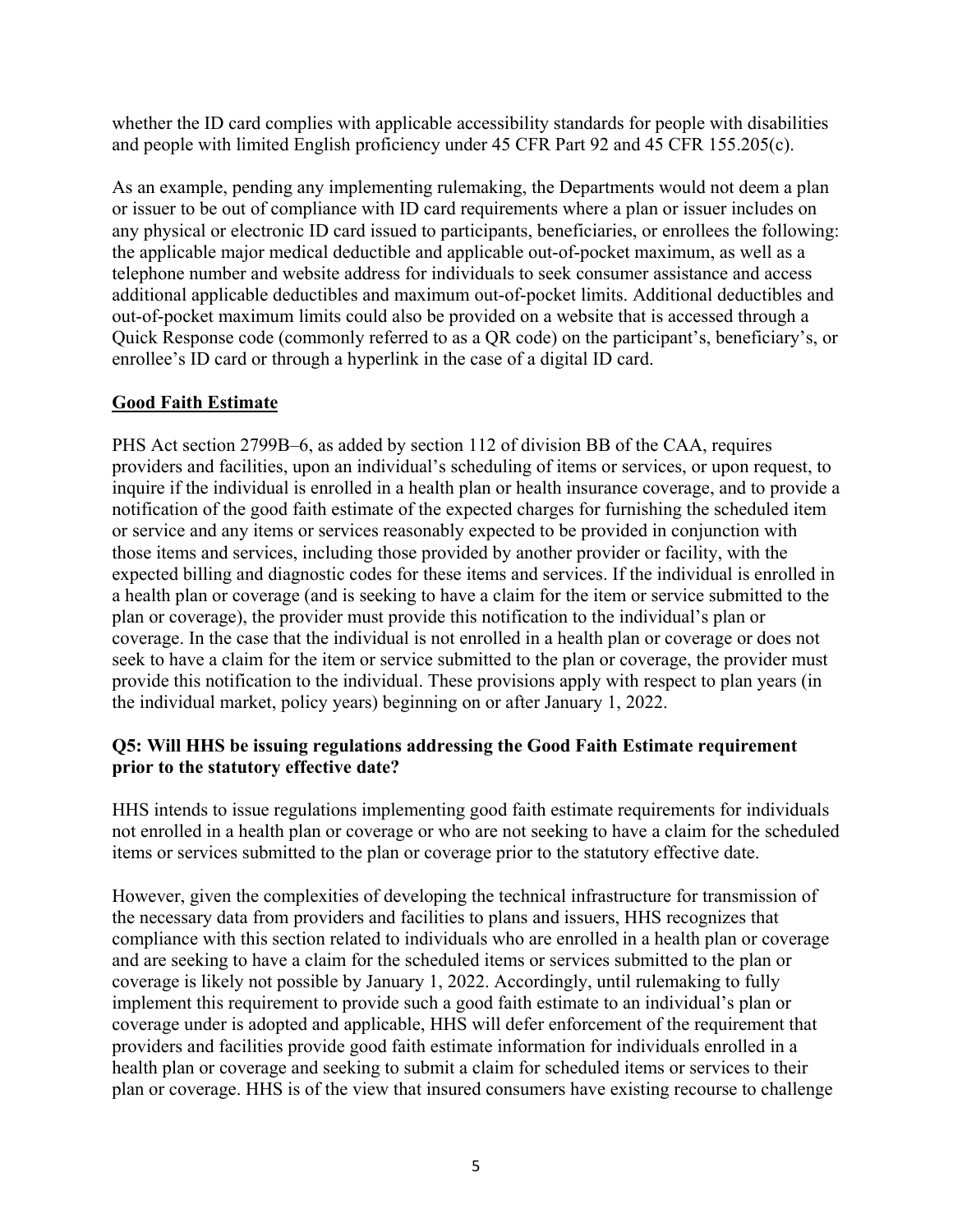whether the ID card complies with applicable accessibility standards for people with disabilities and people with limited English proficiency under 45 CFR Part 92 and 45 CFR 155.205(c).

As an example, pending any implementing rulemaking, the Departments would not deem a plan or issuer to be out of compliance with ID card requirements where a plan or issuer includes on any physical or electronic ID card issued to participants, beneficiaries, or enrollees the following: the applicable major medical deductible and applicable out-of-pocket maximum, as well as a telephone number and website address for individuals to seek consumer assistance and access additional applicable deductibles and maximum out-of-pocket limits. Additional deductibles and out-of-pocket maximum limits could also be provided on a website that is accessed through a Quick Response code (commonly referred to as a QR code) on the participant's, beneficiary's, or enrollee's ID card or through a hyperlink in the case of a digital ID card.

**Good Faith Estimate**

PHS Act section 2799B–6, as added by section 112 of division BB of the CAA, requires providers and facilities, upon an individual's scheduling of items or services, or upon request, to inquire if the individual is enrolled in a health plan or health insurance coverage, and to provide a notification of the good faith estimate of the expected charges for furnishing the scheduled item or service and any items or services reasonably expected to be provided in conjunction with those items and services, including those provided by another provider or facility, with the expected billing and diagnostic codes for these items and services. If the individual is enrolled in a health plan or coverage (and is seeking to have a claim for the item or service submitted to the plan or coverage), the provider must provide this notification to the individual's plan or coverage. In the case that the individual is not enrolled in a health plan or coverage or does not seek to have a claim for the item or service submitted to the plan or coverage, the provider must provide this notification to the individual. These provisions apply with respect to plan years (in the individual market, policy years) beginning on or after January 1, 2022.

**Q5: Will HHS be issuing regulations addressing the Good Faith Estimate requirement prior to the statutory effective date?**

HHS intends to issue regulations implementing good faith estimate requirements for individuals not enrolled in a health plan or coverage or who are not seeking to have a claim for the scheduled items or services submitted to the plan or coverage prior to the statutory effective date.

However, given the complexities of developing the technical infrastructure for transmission of the necessary data from providers and facilities to plans and issuers, HHS recognizes that compliance with this section related to individuals who are enrolled in a health plan or coverage and are seeking to have a claim for the scheduled items or services submitted to the plan or coverage is likely not possible by January 1, 2022. Accordingly, until rulemaking to fully implement this requirement to provide such a good faith estimate to an individual's plan or coverage under is adopted and applicable, HHS will defer enforcement of the requirement that providers and facilities provide good faith estimate information for individuals enrolled in a health plan or coverage and seeking to submit a claim for scheduled items or services to their plan or coverage. HHS is of the view that insured consumers have existing recourse to challenge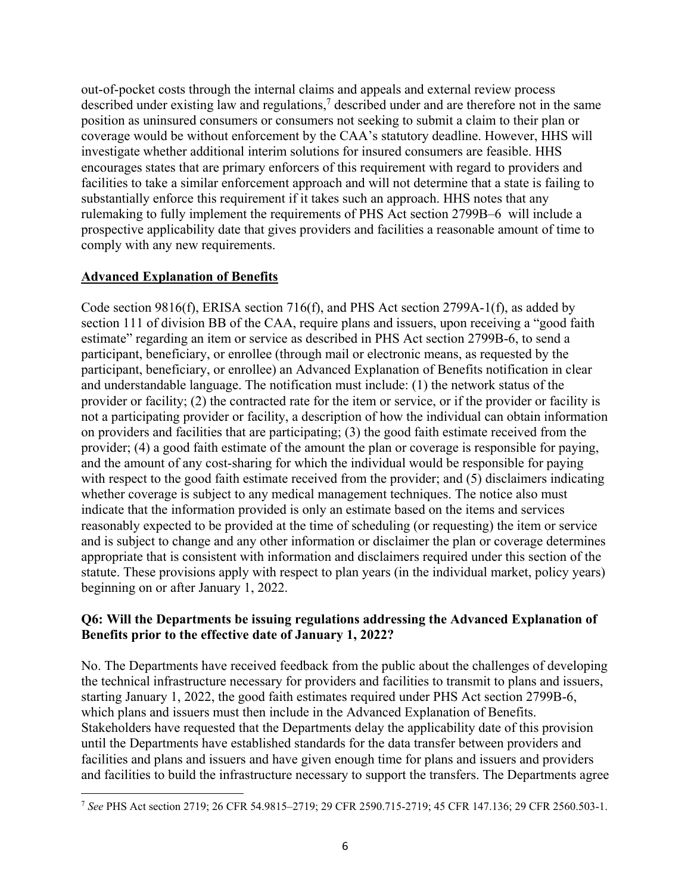out-of-pocket costs through the internal claims and appeals and external review process described under existing law and regulations,[7] described under and are therefore not in the same position as uninsured consumers or consumers not seeking to submit a claim to their plan or coverage would be without enforcement by the CAA's statutory deadline. However, HHS will investigate whether additional interim solutions for insured consumers are feasible. HHS encourages states that are primary enforcers of this requirement with regard to providers and facilities to take a similar enforcement approach and will not determine that a state is failing to substantially enforce this requirement if it takes such an approach. HHS notes that any rulemaking to fully implement the requirements of PHS Act section 2799B–6 will include a prospective applicability date that gives providers and facilities a reasonable amount of time to comply with any new requirements.

## Advanced Explanation of Benefits

Code section 9816(f), ERISA section 716(f), and PHS Act section 2799A-1(f), as added by section 111 of division BB of the CAA, require plans and issuers, upon receiving a "good faith estimate" regarding an item or service as described in PHS Act section 2799B-6, to send a participant, beneficiary, or enrollee (through mail or electronic means, as requested by the participant, beneficiary, or enrollee) an Advanced Explanation of Benefits notification in clear and understandable language. The notification must include: (1) the network status of the provider or facility; (2) the contracted rate for the item or service, or if the provider or facility is not a participating provider or facility, a description of how the individual can obtain information on providers and facilities that are participating; (3) the good faith estimate received from the provider; (4) a good faith estimate of the amount the plan or coverage is responsible for paying, and the amount of any cost-sharing for which the individual would be responsible for paying with respect to the good faith estimate received from the provider; and (5) disclaimers indicating whether coverage is subject to any medical management techniques. The notice also must indicate that the information provided is only an estimate based on the items and services reasonably expected to be provided at the time of scheduling (or requesting) the item or service and is subject to change and any other information or disclaimer the plan or coverage determines appropriate that is consistent with information and disclaimers required under this section of the statute. These provisions apply with respect to plan years (in the individual market, policy years) beginning on or after January 1, 2022.

**Q6: Will the Departments be issuing regulations addressing the Advanced Explanation of Benefits prior to the effective date of January 1, 2022?**

No. The Departments have received feedback from the public about the challenges of developing the technical infrastructure necessary for providers and facilities to transmit to plans and issuers, starting January 1, 2022, the good faith estimates required under PHS Act section 2799B-6, which plans and issuers must then include in the Advanced Explanation of Benefits. Stakeholders have requested that the Departments delay the applicability date of this provision until the Departments have established standards for the data transfer between providers and facilities and plans and issuers and have given enough time for plans and issuers and providers and facilities to build the infrastructure necessary to support the transfers. The Departments agree

---

[7] *See* PHS Act section 2719; 26 CFR 54.9815–2719; 29 CFR 2590.715-2719; 45 CFR 147.136; 29 CFR 2560.503-1.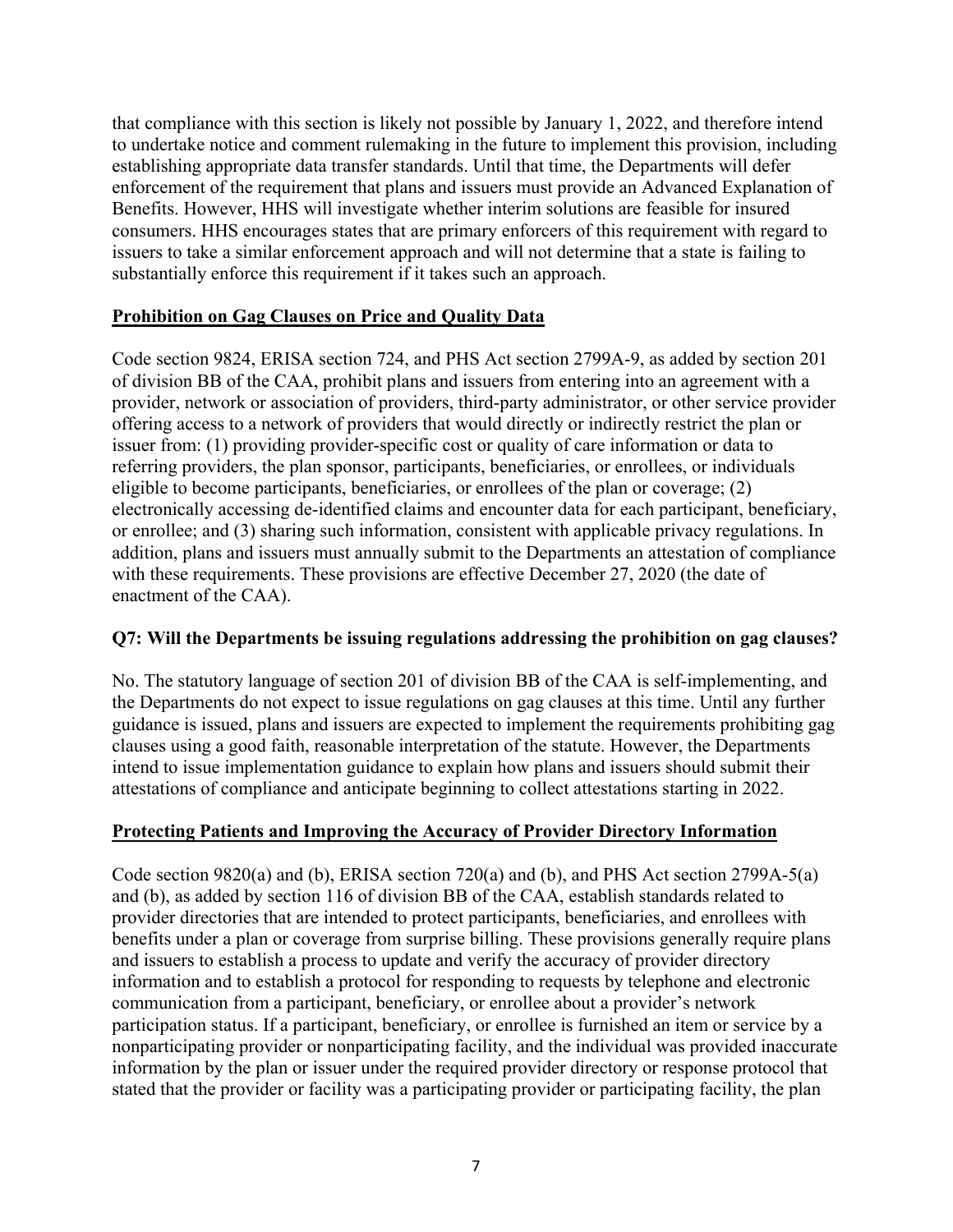that compliance with this section is likely not possible by January 1, 2022, and therefore intend to undertake notice and comment rulemaking in the future to implement this provision, including establishing appropriate data transfer standards. Until that time, the Departments will defer enforcement of the requirement that plans and issuers must provide an Advanced Explanation of Benefits. However, HHS will investigate whether interim solutions are feasible for insured consumers. HHS encourages states that are primary enforcers of this requirement with regard to issuers to take a similar enforcement approach and will not determine that a state is failing to substantially enforce this requirement if it takes such an approach.

**Prohibition on Gag Clauses on Price and Quality Data**

Code section 9824, ERISA section 724, and PHS Act section 2799A-9, as added by section 201 of division BB of the CAA, prohibit plans and issuers from entering into an agreement with a provider, network or association of providers, third-party administrator, or other service provider offering access to a network of providers that would directly or indirectly restrict the plan or issuer from: (1) providing provider-specific cost or quality of care information or data to referring providers, the plan sponsor, participants, beneficiaries, or enrollees, or individuals eligible to become participants, beneficiaries, or enrollees of the plan or coverage; (2) electronically accessing de-identified claims and encounter data for each participant, beneficiary, or enrollee; and (3) sharing such information, consistent with applicable privacy regulations. In addition, plans and issuers must annually submit to the Departments an attestation of compliance with these requirements. These provisions are effective December 27, 2020 (the date of enactment of the CAA).

**Q7: Will the Departments be issuing regulations addressing the prohibition on gag clauses?**

No. The statutory language of section 201 of division BB of the CAA is self-implementing, and the Departments do not expect to issue regulations on gag clauses at this time. Until any further guidance is issued, plans and issuers are expected to implement the requirements prohibiting gag clauses using a good faith, reasonable interpretation of the statute. However, the Departments intend to issue implementation guidance to explain how plans and issuers should submit their attestations of compliance and anticipate beginning to collect attestations starting in 2022.

**Protecting Patients and Improving the Accuracy of Provider Directory Information**

Code section 9820(a) and (b), ERISA section 720(a) and (b), and PHS Act section 2799A-5(a) and (b), as added by section 116 of division BB of the CAA, establish standards related to provider directories that are intended to protect participants, beneficiaries, and enrollees with benefits under a plan or coverage from surprise billing. These provisions generally require plans and issuers to establish a process to update and verify the accuracy of provider directory information and to establish a protocol for responding to requests by telephone and electronic communication from a participant, beneficiary, or enrollee about a provider's network participation status. If a participant, beneficiary, or enrollee is furnished an item or service by a nonparticipating provider or nonparticipating facility, and the individual was provided inaccurate information by the plan or issuer under the required provider directory or response protocol that stated that the provider or facility was a participating provider or participating facility, the plan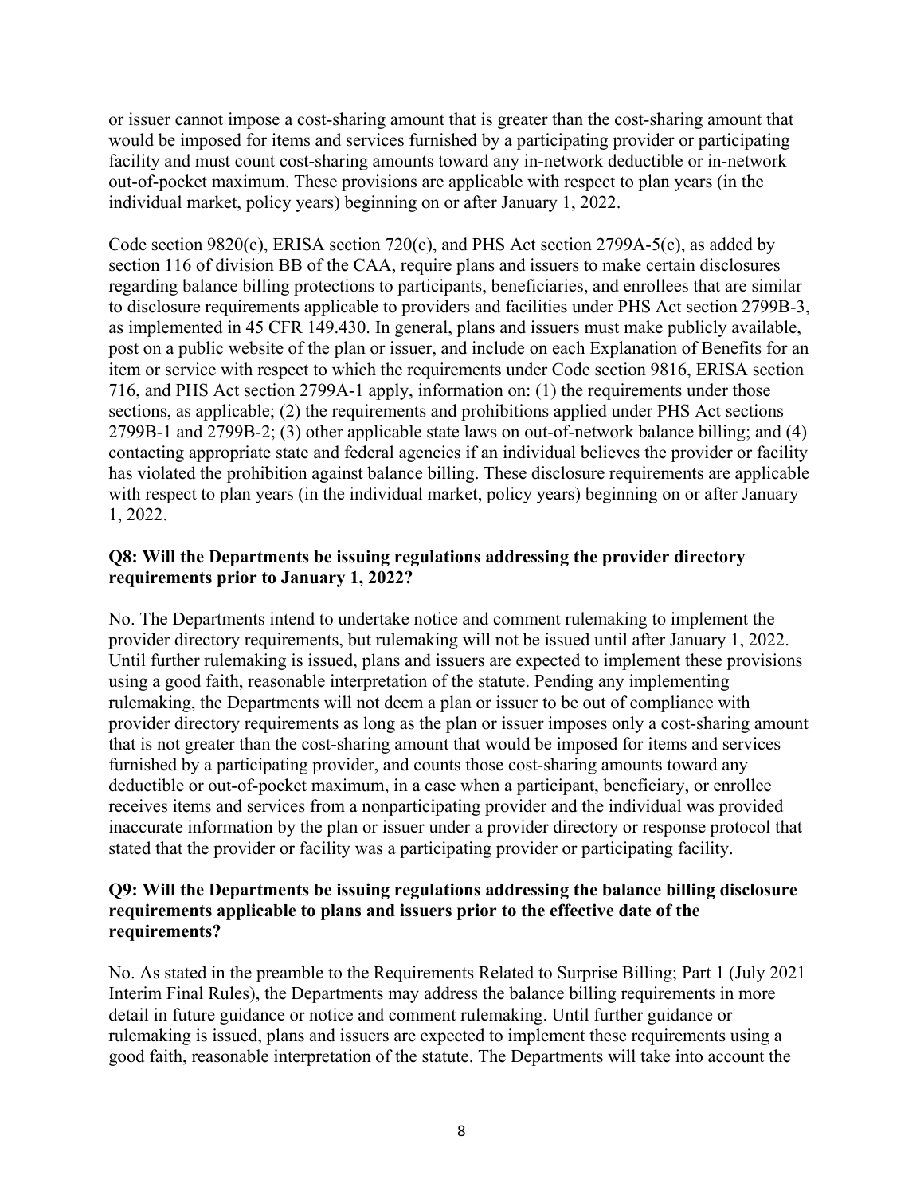or issuer cannot impose a cost-sharing amount that is greater than the cost-sharing amount that would be imposed for items and services furnished by a participating provider or participating facility and must count cost-sharing amounts toward any in-network deductible or in-network out-of-pocket maximum. These provisions are applicable with respect to plan years (in the individual market, policy years) beginning on or after January 1, 2022.

Code section 9820(c), ERISA section 720(c), and PHS Act section 2799A-5(c), as added by section 116 of division BB of the CAA, require plans and issuers to make certain disclosures regarding balance billing protections to participants, beneficiaries, and enrollees that are similar to disclosure requirements applicable to providers and facilities under PHS Act section 2799B-3, as implemented in 45 CFR 149.430. In general, plans and issuers must make publicly available, post on a public website of the plan or issuer, and include on each Explanation of Benefits for an item or service with respect to which the requirements under Code section 9816, ERISA section 716, and PHS Act section 2799A-1 apply, information on: (1) the requirements under those sections, as applicable; (2) the requirements and prohibitions applied under PHS Act sections 2799B-1 and 2799B-2; (3) other applicable state laws on out-of-network balance billing; and (4) contacting appropriate state and federal agencies if an individual believes the provider or facility has violated the prohibition against balance billing. These disclosure requirements are applicable with respect to plan years (in the individual market, policy years) beginning on or after January 1, 2022.

**Q8: Will the Departments be issuing regulations addressing the provider directory requirements prior to January 1, 2022?**

No. The Departments intend to undertake notice and comment rulemaking to implement the provider directory requirements, but rulemaking will not be issued until after January 1, 2022. Until further rulemaking is issued, plans and issuers are expected to implement these provisions using a good faith, reasonable interpretation of the statute. Pending any implementing rulemaking, the Departments will not deem a plan or issuer to be out of compliance with provider directory requirements as long as the plan or issuer imposes only a cost-sharing amount that is not greater than the cost-sharing amount that would be imposed for items and services furnished by a participating provider, and counts those cost-sharing amounts toward any deductible or out-of-pocket maximum, in a case when a participant, beneficiary, or enrollee receives items and services from a nonparticipating provider and the individual was provided inaccurate information by the plan or issuer under a provider directory or response protocol that stated that the provider or facility was a participating provider or participating facility.

**Q9: Will the Departments be issuing regulations addressing the balance billing disclosure requirements applicable to plans and issuers prior to the effective date of the requirements?**

No. As stated in the preamble to the Requirements Related to Surprise Billing; Part 1 (July 2021 Interim Final Rules), the Departments may address the balance billing requirements in more detail in future guidance or notice and comment rulemaking. Until further guidance or rulemaking is issued, plans and issuers are expected to implement these requirements using a good faith, reasonable interpretation of the statute. The Departments will take into account the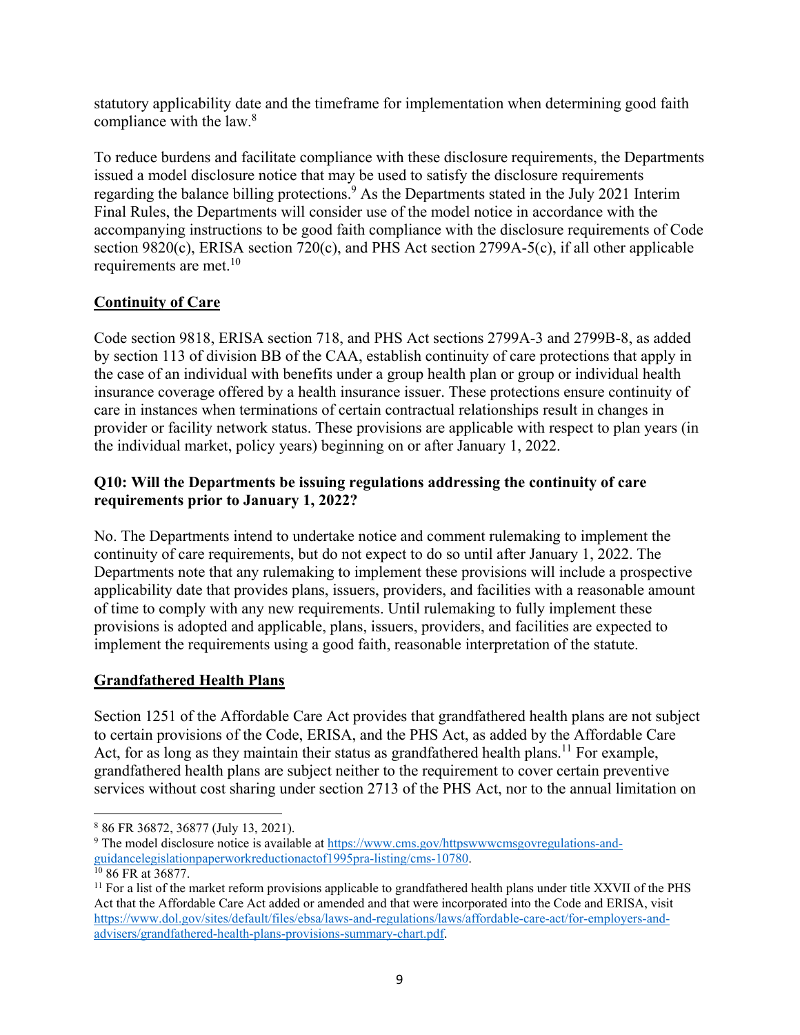statutory applicability date and the timeframe for implementation when determining good faith compliance with the law.[8]

To reduce burdens and facilitate compliance with these disclosure requirements, the Departments issued a model disclosure notice that may be used to satisfy the disclosure requirements regarding the balance billing protections.[9] As the Departments stated in the July 2021 Interim Final Rules, the Departments will consider use of the model notice in accordance with the accompanying instructions to be good faith compliance with the disclosure requirements of Code section 9820(c), ERISA section 720(c), and PHS Act section 2799A-5(c), if all other applicable requirements are met.[10]

## Continuity of Care

Code section 9818, ERISA section 718, and PHS Act sections 2799A-3 and 2799B-8, as added by section 113 of division BB of the CAA, establish continuity of care protections that apply in the case of an individual with benefits under a group health plan or group or individual health insurance coverage offered by a health insurance issuer. These protections ensure continuity of care in instances when terminations of certain contractual relationships result in changes in provider or facility network status. These provisions are applicable with respect to plan years (in the individual market, policy years) beginning on or after January 1, 2022.

**Q10: Will the Departments be issuing regulations addressing the continuity of care requirements prior to January 1, 2022?**

No. The Departments intend to undertake notice and comment rulemaking to implement the continuity of care requirements, but do not expect to do so until after January 1, 2022. The Departments note that any rulemaking to implement these provisions will include a prospective applicability date that provides plans, issuers, providers, and facilities with a reasonable amount of time to comply with any new requirements. Until rulemaking to fully implement these provisions is adopted and applicable, plans, issuers, providers, and facilities are expected to implement the requirements using a good faith, reasonable interpretation of the statute.

## Grandfathered Health Plans

Section 1251 of the Affordable Care Act provides that grandfathered health plans are not subject to certain provisions of the Code, ERISA, and the PHS Act, as added by the Affordable Care Act, for as long as they maintain their status as grandfathered health plans.[11] For example, grandfathered health plans are subject neither to the requirement to cover certain preventive services without cost sharing under section 2713 of the PHS Act, nor to the annual limitation on

---

[8] 86 FR 36872, 36877 (July 13, 2021).

[9] The model disclosure notice is available at https://www.cms.gov/httpswwwcmsgovregulations-and-guidancelegislationpaperworkreductionactof1995pra-listing/cms-10780.

[10] 86 FR at 36877.

[11] For a list of the market reform provisions applicable to grandfathered health plans under title XXVII of the PHS Act that the Affordable Care Act added or amended and that were incorporated into the Code and ERISA, visit https://www.dol.gov/sites/default/files/ebsa/laws-and-regulations/laws/affordable-care-act/for-employers-and-advisers/grandfathered-health-plans-provisions-summary-chart.pdf.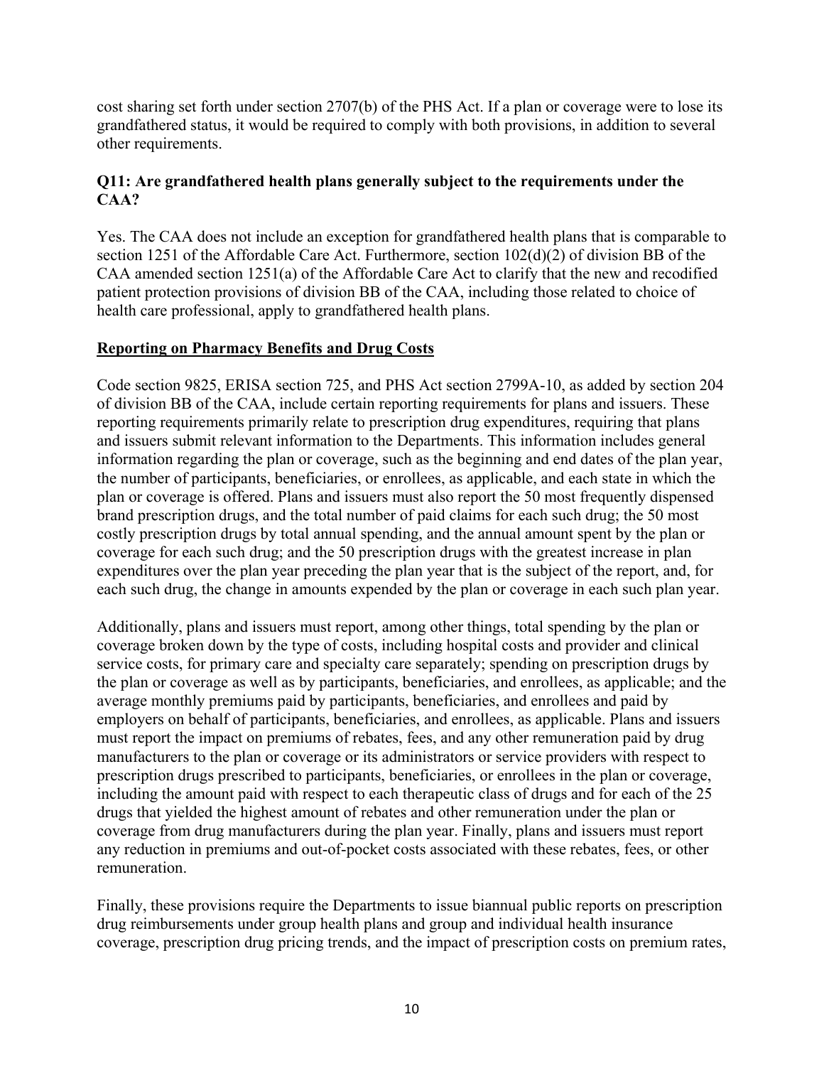cost sharing set forth under section 2707(b) of the PHS Act. If a plan or coverage were to lose its grandfathered status, it would be required to comply with both provisions, in addition to several other requirements.

**Q11: Are grandfathered health plans generally subject to the requirements under the CAA?**

Yes. The CAA does not include an exception for grandfathered health plans that is comparable to section 1251 of the Affordable Care Act. Furthermore, section 102(d)(2) of division BB of the CAA amended section 1251(a) of the Affordable Care Act to clarify that the new and recodified patient protection provisions of division BB of the CAA, including those related to choice of health care professional, apply to grandfathered health plans.

**<u>Reporting on Pharmacy Benefits and Drug Costs</u>**

Code section 9825, ERISA section 725, and PHS Act section 2799A-10, as added by section 204 of division BB of the CAA, include certain reporting requirements for plans and issuers. These reporting requirements primarily relate to prescription drug expenditures, requiring that plans and issuers submit relevant information to the Departments. This information includes general information regarding the plan or coverage, such as the beginning and end dates of the plan year, the number of participants, beneficiaries, or enrollees, as applicable, and each state in which the plan or coverage is offered. Plans and issuers must also report the 50 most frequently dispensed brand prescription drugs, and the total number of paid claims for each such drug; the 50 most costly prescription drugs by total annual spending, and the annual amount spent by the plan or coverage for each such drug; and the 50 prescription drugs with the greatest increase in plan expenditures over the plan year preceding the plan year that is the subject of the report, and, for each such drug, the change in amounts expended by the plan or coverage in each such plan year.

Additionally, plans and issuers must report, among other things, total spending by the plan or coverage broken down by the type of costs, including hospital costs and provider and clinical service costs, for primary care and specialty care separately; spending on prescription drugs by the plan or coverage as well as by participants, beneficiaries, and enrollees, as applicable; and the average monthly premiums paid by participants, beneficiaries, and enrollees and paid by employers on behalf of participants, beneficiaries, and enrollees, as applicable. Plans and issuers must report the impact on premiums of rebates, fees, and any other remuneration paid by drug manufacturers to the plan or coverage or its administrators or service providers with respect to prescription drugs prescribed to participants, beneficiaries, or enrollees in the plan or coverage, including the amount paid with respect to each therapeutic class of drugs and for each of the 25 drugs that yielded the highest amount of rebates and other remuneration under the plan or coverage from drug manufacturers during the plan year. Finally, plans and issuers must report any reduction in premiums and out-of-pocket costs associated with these rebates, fees, or other remuneration.

Finally, these provisions require the Departments to issue biannual public reports on prescription drug reimbursements under group health plans and group and individual health insurance coverage, prescription drug pricing trends, and the impact of prescription costs on premium rates,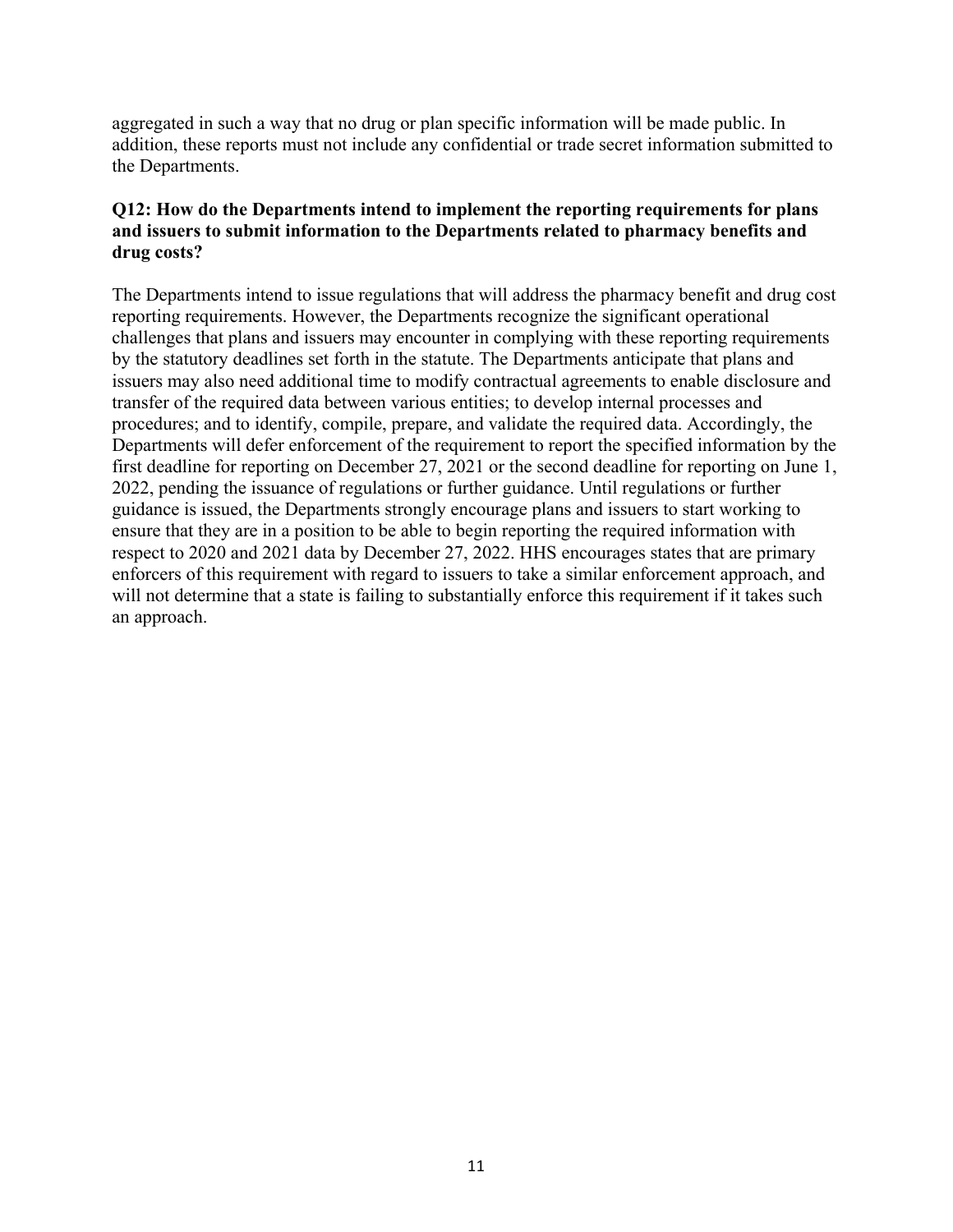aggregated in such a way that no drug or plan specific information will be made public. In addition, these reports must not include any confidential or trade secret information submitted to the Departments.

**Q12: How do the Departments intend to implement the reporting requirements for plans and issuers to submit information to the Departments related to pharmacy benefits and drug costs?**

The Departments intend to issue regulations that will address the pharmacy benefit and drug cost reporting requirements. However, the Departments recognize the significant operational challenges that plans and issuers may encounter in complying with these reporting requirements by the statutory deadlines set forth in the statute. The Departments anticipate that plans and issuers may also need additional time to modify contractual agreements to enable disclosure and transfer of the required data between various entities; to develop internal processes and procedures; and to identify, compile, prepare, and validate the required data. Accordingly, the Departments will defer enforcement of the requirement to report the specified information by the first deadline for reporting on December 27, 2021 or the second deadline for reporting on June 1, 2022, pending the issuance of regulations or further guidance. Until regulations or further guidance is issued, the Departments strongly encourage plans and issuers to start working to ensure that they are in a position to be able to begin reporting the required information with respect to 2020 and 2021 data by December 27, 2022. HHS encourages states that are primary enforcers of this requirement with regard to issuers to take a similar enforcement approach, and will not determine that a state is failing to substantially enforce this requirement if it takes such an approach.